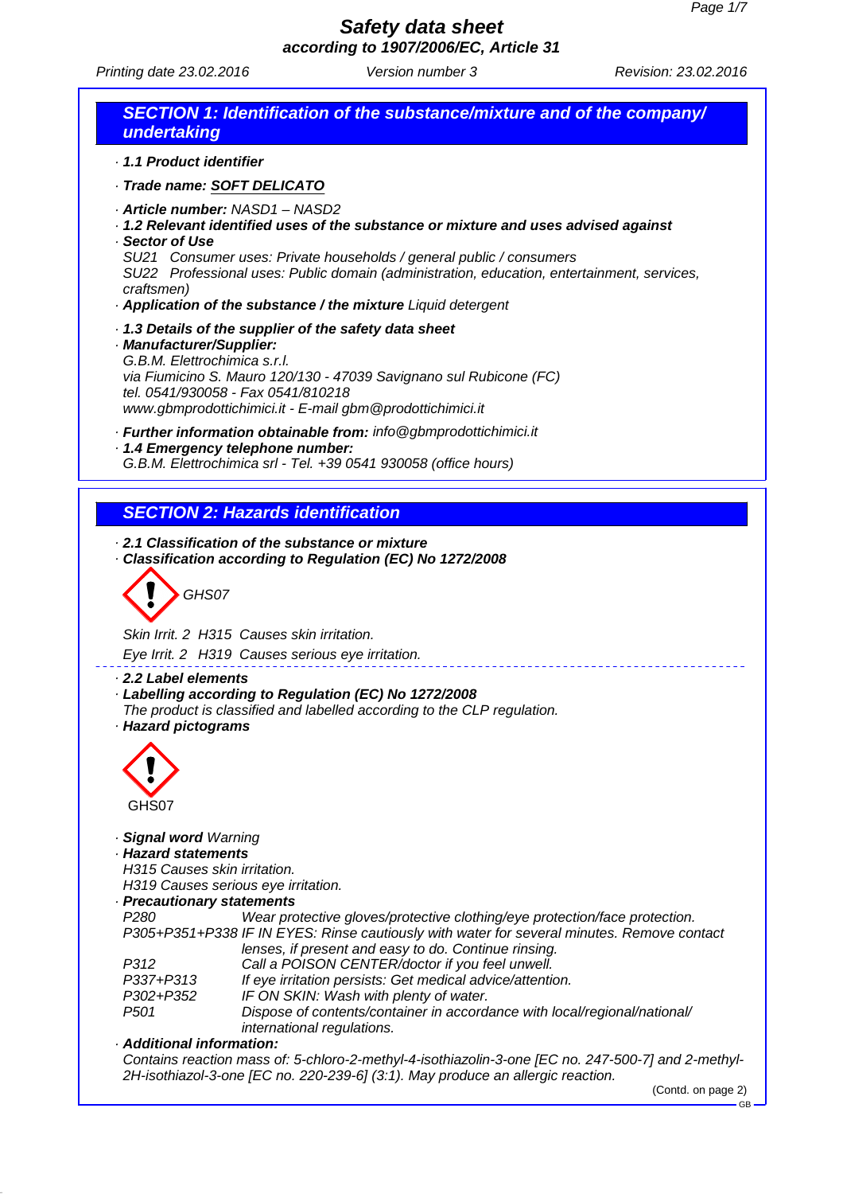# Safety data sheet
**according to 1907/2006/EC, Article 31**

Printing date 23.02.2016 — Version number 3 — Revision: 23.02.2016

## SECTION 1: Identification of the substance/mixture and of the company/ undertaking

· **1.1 Product identifier**

· **Trade name: SOFT DELICATO**

· **Article number:** NASD1 – NASD2
· **1.2 Relevant identified uses of the substance or mixture and uses advised against**
· **Sector of Use**
SU21 Consumer uses: Private households / general public / consumers
SU22 Professional uses: Public domain (administration, education, entertainment, services, craftsmen)
· **Application of the substance / the mixture** Liquid detergent

· **1.3 Details of the supplier of the safety data sheet**
· **Manufacturer/Supplier:**
G.B.M. Elettrochimica s.r.l.
via Fiumicino S. Mauro 120/130 - 47039 Savignano sul Rubicone (FC)
tel. 0541/930058 - Fax 0541/810218
www.gbmprodottichimici.it - E-mail gbm@prodottichimici.it

· **Further information obtainable from:** info@gbmprodottichimici.it
· **1.4 Emergency telephone number:**
G.B.M. Elettrochimica srl - Tel. +39 0541 930058 (office hours)

## SECTION 2: Hazards identification

· **2.1 Classification of the substance or mixture**
· **Classification according to Regulation (EC) No 1272/2008**

GHS07

Skin Irrit. 2 H315 Causes skin irritation.

Eye Irrit. 2 H319 Causes serious eye irritation.

· **2.2 Label elements**
· **Labelling according to Regulation (EC) No 1272/2008**
The product is classified and labelled according to the CLP regulation.
· **Hazard pictograms**

GHS07

· **Signal word** Warning
· **Hazard statements**
H315 Causes skin irritation.
H319 Causes serious eye irritation.
· **Precautionary statements**

| | |
|---|---|
| P280 | Wear protective gloves/protective clothing/eye protection/face protection. |
| P305+P351+P338 | IF IN EYES: Rinse cautiously with water for several minutes. Remove contact lenses, if present and easy to do. Continue rinsing. |
| P312 | Call a POISON CENTER/doctor if you feel unwell. |
| P337+P313 | If eye irritation persists: Get medical advice/attention. |
| P302+P352 | IF ON SKIN: Wash with plenty of water. |
| P501 | Dispose of contents/container in accordance with local/regional/national/ international regulations. |

· **Additional information:**
Contains reaction mass of: 5-chloro-2-methyl-4-isothiazolin-3-one [EC no. 247-500-7] and 2-methyl-2H-isothiazol-3-one [EC no. 220-239-6] (3:1). May produce an allergic reaction.

(Contd. on page 2)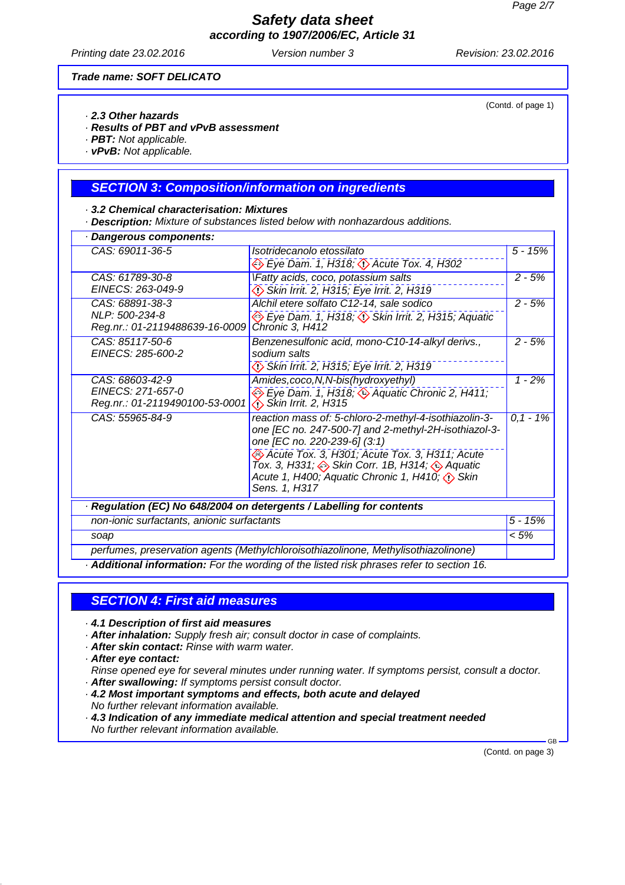## Safety data sheet
### according to 1907/2006/EC, Article 31

Printing date 23.02.2016 | Version number 3 | Revision: 23.02.2016

**Trade name: SOFT DELICATO**

(Contd. of page 1)

- **2.3 Other hazards**
- **Results of PBT and vPvB assessment**
- **PBT:** Not applicable.
- **vPvB:** Not applicable.

## SECTION 3: Composition/information on ingredients

- **3.2 Chemical characterisation: Mixtures**
- **Description:** Mixture of substances listed below with nonhazardous additions.

| · Dangerous components: | | |
|---|---|---|
| CAS: 69011-36-5 | Isotridecanolo etossilato<br>Eye Dam. 1, H318; Acute Tox. 4, H302 | 5 - 15% |
| CAS: 61789-30-8<br>EINECS: 263-049-9 | \Fatty acids, coco, potassium salts<br>Skin Irrit. 2, H315; Eye Irrit. 2, H319 | 2 - 5% |
| CAS: 68891-38-3<br>NLP: 500-234-8<br>Reg.nr.: 01-2119488639-16-0009 | Alchil etere solfato C12-14, sale sodico<br>Eye Dam. 1, H318; Skin Irrit. 2, H315; Aquatic Chronic 3, H412 | 2 - 5% |
| CAS: 85117-50-6<br>EINECS: 285-600-2 | Benzenesulfonic acid, mono-C10-14-alkyl derivs., sodium salts<br>Skin Irrit. 2, H315; Eye Irrit. 2, H319 | 2 - 5% |
| CAS: 68603-42-9<br>EINECS: 271-657-0<br>Reg.nr.: 01-2119490100-53-0001 | Amides,coco,N,N-bis(hydroxyethyl)<br>Eye Dam. 1, H318; Aquatic Chronic 2, H411; Skin Irrit. 2, H315 | 1 - 2% |
| CAS: 55965-84-9 | reaction mass of: 5-chloro-2-methyl-4-isothiazolin-3-one [EC no. 247-500-7] and 2-methyl-2H-isothiazol-3-one [EC no. 220-239-6] (3:1)<br>Acute Tox. 3, H301; Acute Tox. 3, H311; Acute Tox. 3, H331; Skin Corr. 1B, H314; Aquatic Acute 1, H400; Aquatic Chronic 1, H410; Skin Sens. 1, H317 | 0,1 - 1% |

| · Regulation (EC) No 648/2004 on detergents / Labelling for contents | |
|---|---|
| non-ionic surfactants, anionic surfactants | 5 - 15% |
| soap | < 5% |
| perfumes, preservation agents (Methylchloroisothiazolinone, Methylisothiazolinone) | |

- **Additional information:** For the wording of the listed risk phrases refer to section 16.

## SECTION 4: First aid measures

- **4.1 Description of first aid measures**
- **After inhalation:** Supply fresh air; consult doctor in case of complaints.
- **After skin contact:** Rinse with warm water.
- **After eye contact:**
  Rinse opened eye for several minutes under running water. If symptoms persist, consult a doctor.
- **After swallowing:** If symptoms persist consult doctor.
- **4.2 Most important symptoms and effects, both acute and delayed**
  No further relevant information available.
- **4.3 Indication of any immediate medical attention and special treatment needed**
  No further relevant information available.

(Contd. on page 3)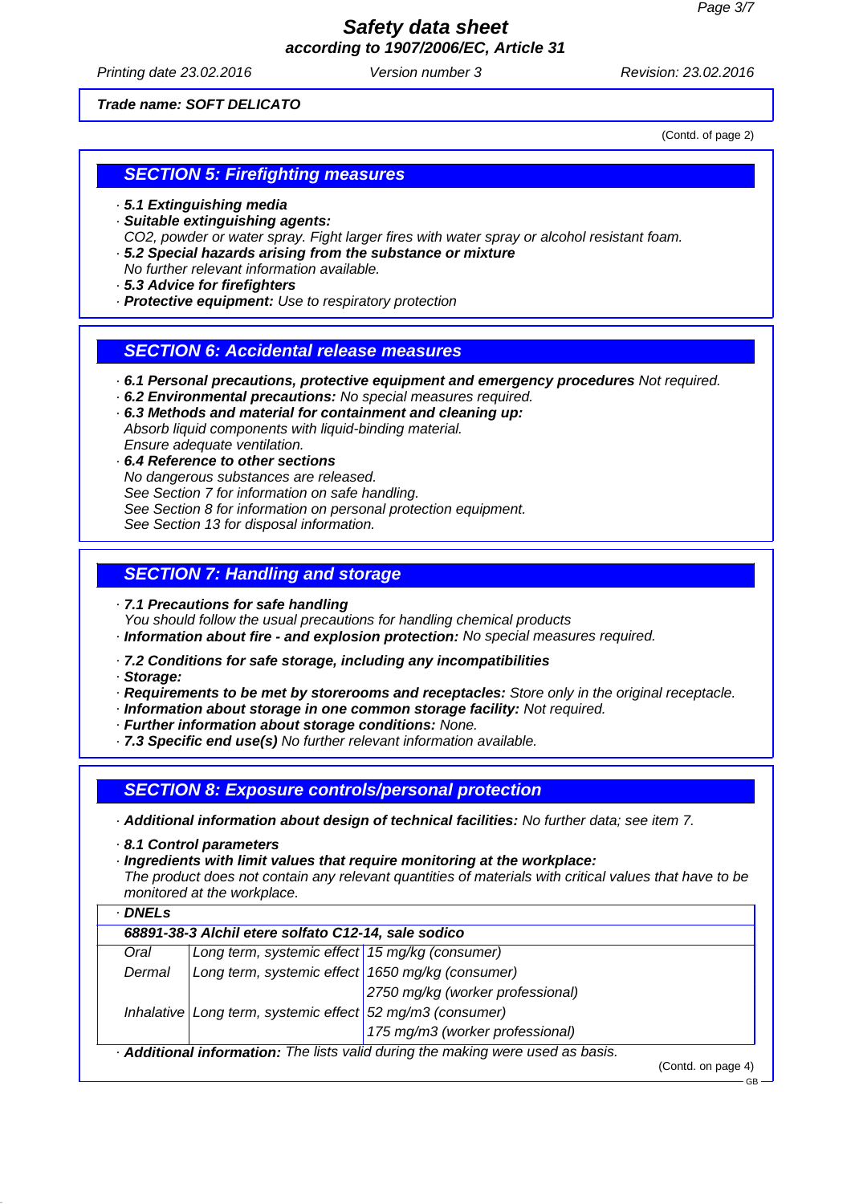**Trade name: SOFT DELICATO**

(Contd. of page 2)

## SECTION 5: Firefighting measures

- **5.1 Extinguishing media**
- **Suitable extinguishing agents:**
  CO2, powder or water spray. Fight larger fires with water spray or alcohol resistant foam.
- **5.2 Special hazards arising from the substance or mixture**
  No further relevant information available.
- **5.3 Advice for firefighters**
- **Protective equipment:** Use to respiratory protection

## SECTION 6: Accidental release measures

- **6.1 Personal precautions, protective equipment and emergency procedures** Not required.
- **6.2 Environmental precautions:** No special measures required.
- **6.3 Methods and material for containment and cleaning up:**
  Absorb liquid components with liquid-binding material.
  Ensure adequate ventilation.
- **6.4 Reference to other sections**
  No dangerous substances are released.
  See Section 7 for information on safe handling.
  See Section 8 for information on personal protection equipment.
  See Section 13 for disposal information.

## SECTION 7: Handling and storage

- **7.1 Precautions for safe handling**
  You should follow the usual precautions for handling chemical products
- **Information about fire - and explosion protection:** No special measures required.
- **7.2 Conditions for safe storage, including any incompatibilities**
- **Storage:**
- **Requirements to be met by storerooms and receptacles:** Store only in the original receptacle.
- **Information about storage in one common storage facility:** Not required.
- **Further information about storage conditions:** None.
- **7.3 Specific end use(s)** No further relevant information available.

## SECTION 8: Exposure controls/personal protection

- **Additional information about design of technical facilities:** No further data; see item 7.
- **8.1 Control parameters**
- **Ingredients with limit values that require monitoring at the workplace:**
  The product does not contain any relevant quantities of materials with critical values that have to be monitored at the workplace.
- **DNELs**

| **68891-38-3 Alchil etere solfato C12-14, sale sodico** | | |
|---|---|---|
| Oral | Long term, systemic effect | 15 mg/kg (consumer) |
| Dermal | Long term, systemic effect | 1650 mg/kg (consumer) |
| | | 2750 mg/kg (worker professional) |
| Inhalative | Long term, systemic effect | 52 mg/m3 (consumer) |
| | | 175 mg/m3 (worker professional) |

- **Additional information:** The lists valid during the making were used as basis.

(Contd. on page 4)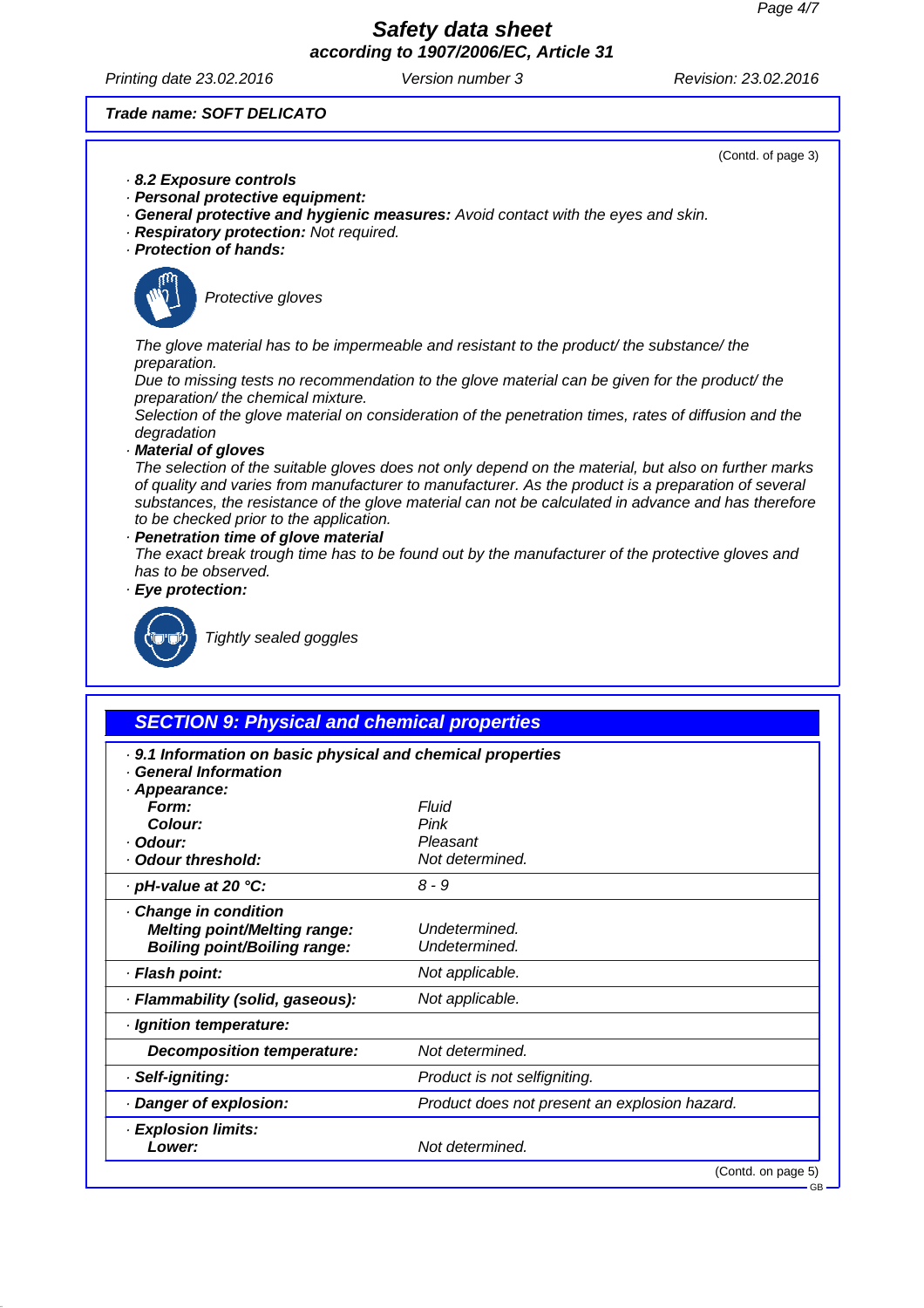**Trade name: SOFT DELICATO**

(Contd. of page 3)

· **8.2 Exposure controls**
· **Personal protective equipment:**
· **General protective and hygienic measures:** Avoid contact with the eyes and skin.
· **Respiratory protection:** Not required.
· **Protection of hands:**

Protective gloves

The glove material has to be impermeable and resistant to the product/ the substance/ the preparation.
Due to missing tests no recommendation to the glove material can be given for the product/ the preparation/ the chemical mixture.
Selection of the glove material on consideration of the penetration times, rates of diffusion and the degradation

· **Material of gloves**
The selection of the suitable gloves does not only depend on the material, but also on further marks of quality and varies from manufacturer to manufacturer. As the product is a preparation of several substances, the resistance of the glove material can not be calculated in advance and has therefore to be checked prior to the application.

· **Penetration time of glove material**
The exact break trough time has to be found out by the manufacturer of the protective gloves and has to be observed.

· **Eye protection:**

Tightly sealed goggles

## SECTION 9: Physical and chemical properties

· **9.1 Information on basic physical and chemical properties**
· **General Information**

| | |
|---|---|
| · **Appearance:** | |
| **Form:** | Fluid |
| **Colour:** | Pink |
| · **Odour:** | Pleasant |
| · **Odour threshold:** | Not determined. |
| · **pH-value at 20 °C:** | 8 - 9 |
| · **Change in condition** | |
| **Melting point/Melting range:** | Undetermined. |
| **Boiling point/Boiling range:** | Undetermined. |
| · **Flash point:** | Not applicable. |
| · **Flammability (solid, gaseous):** | Not applicable. |
| · **Ignition temperature:** | |
| **Decomposition temperature:** | Not determined. |
| · **Self-igniting:** | Product is not selfigniting. |
| · **Danger of explosion:** | Product does not present an explosion hazard. |
| · **Explosion limits:** | |
| **Lower:** | Not determined. |

(Contd. on page 5)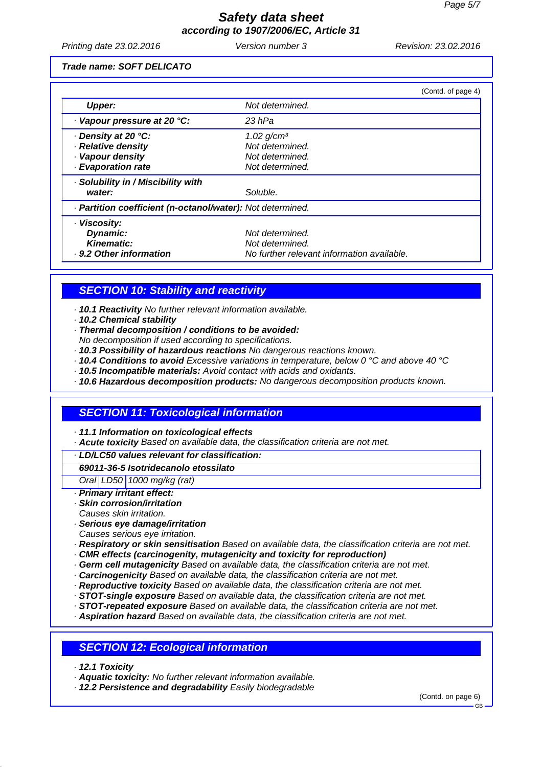(Contd. of page 4)

| | |
|---|---|
| ***Upper:*** | *Not determined.* |
| · ***Vapour pressure at 20 °C:*** | *23 hPa* |
| · ***Density at 20 °C:*** | *1.02 g/cm³* |
| · ***Relative density*** | *Not determined.* |
| · ***Vapour density*** | *Not determined.* |
| · ***Evaporation rate*** | *Not determined.* |
| · ***Solubility in / Miscibility with water:*** | *Soluble.* |
| · ***Partition coefficient (n-octanol/water):*** | *Not determined.* |
| · ***Viscosity:*** | |
| ***Dynamic:*** | *Not determined.* |
| ***Kinematic:*** | *Not determined.* |
| · ***9.2 Other information*** | *No further relevant information available.* |

## *SECTION 10: Stability and reactivity*

- ***10.1 Reactivity*** *No further relevant information available.*
- ***10.2 Chemical stability***
- ***Thermal decomposition / conditions to be avoided:***
  *No decomposition if used according to specifications.*
- ***10.3 Possibility of hazardous reactions*** *No dangerous reactions known.*
- ***10.4 Conditions to avoid*** *Excessive variations in temperature, below 0 °C and above 40 °C*
- ***10.5 Incompatible materials:*** *Avoid contact with acids and oxidants.*
- ***10.6 Hazardous decomposition products:*** *No dangerous decomposition products known.*

## *SECTION 11: Toxicological information*

- ***11.1 Information on toxicological effects***
- ***Acute toxicity*** *Based on available data, the classification criteria are not met.*

| · ***LD/LC50 values relevant for classification:*** | | |
|---|---|---|
| ***69011-36-5 Isotridecanolo etossilato*** | | |
| *Oral* | *LD50* | *1000 mg/kg (rat)* |

- ***Primary irritant effect:***
- ***Skin corrosion/irritation***
  *Causes skin irritation.*
- ***Serious eye damage/irritation***
  *Causes serious eye irritation.*
- ***Respiratory or skin sensitisation*** *Based on available data, the classification criteria are not met.*
- ***CMR effects (carcinogenity, mutagenicity and toxicity for reproduction)***
- ***Germ cell mutagenicity*** *Based on available data, the classification criteria are not met.*
- ***Carcinogenicity*** *Based on available data, the classification criteria are not met.*
- ***Reproductive toxicity*** *Based on available data, the classification criteria are not met.*
- ***STOT-single exposure*** *Based on available data, the classification criteria are not met.*
- ***STOT-repeated exposure*** *Based on available data, the classification criteria are not met.*
- ***Aspiration hazard*** *Based on available data, the classification criteria are not met.*

## *SECTION 12: Ecological information*

- ***12.1 Toxicity***
- ***Aquatic toxicity:*** *No further relevant information available.*
- ***12.2 Persistence and degradability*** *Easily biodegradable*

(Contd. on page 6)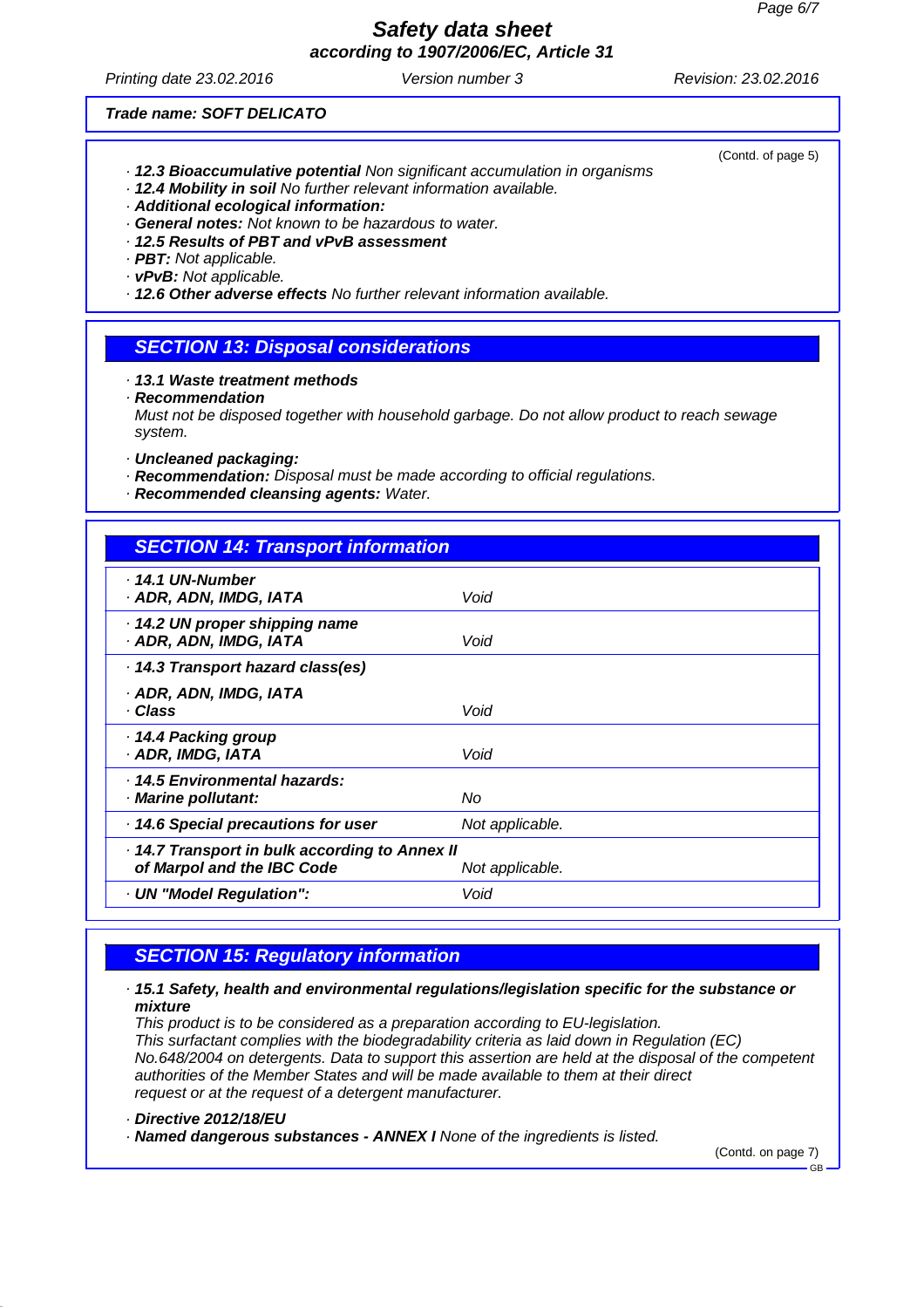Trade name: SOFT DELICATO

(Contd. of page 5)

- **12.3 Bioaccumulative potential** Non significant accumulation in organisms
- **12.4 Mobility in soil** No further relevant information available.
- **Additional ecological information:**
- **General notes:** Not known to be hazardous to water.
- **12.5 Results of PBT and vPvB assessment**
- **PBT:** Not applicable.
- **vPvB:** Not applicable.
- **12.6 Other adverse effects** No further relevant information available.

## SECTION 13: Disposal considerations

- **13.1 Waste treatment methods**
- **Recommendation**
  Must not be disposed together with household garbage. Do not allow product to reach sewage system.
- **Uncleaned packaging:**
- **Recommendation:** Disposal must be made according to official regulations.
- **Recommended cleansing agents:** Water.

## SECTION 14: Transport information

| | |
|---|---|
| **14.1 UN-Number** **ADR, ADN, IMDG, IATA** | Void |
| **14.2 UN proper shipping name** **ADR, ADN, IMDG, IATA** | Void |
| **14.3 Transport hazard class(es)** **ADR, ADN, IMDG, IATA** **Class** | Void |
| **14.4 Packing group** **ADR, IMDG, IATA** | Void |
| **14.5 Environmental hazards:** **Marine pollutant:** | No |
| **14.6 Special precautions for user** | Not applicable. |
| **14.7 Transport in bulk according to Annex II of Marpol and the IBC Code** | Not applicable. |
| **UN "Model Regulation":** | Void |

## SECTION 15: Regulatory information

- **15.1 Safety, health and environmental regulations/legislation specific for the substance or mixture**
  This product is to be considered as a preparation according to EU-legislation.
  This surfactant complies with the biodegradability criteria as laid down in Regulation (EC) No.648/2004 on detergents. Data to support this assertion are held at the disposal of the competent authorities of the Member States and will be made available to them at their direct request or at the request of a detergent manufacturer.
- **Directive 2012/18/EU**
- **Named dangerous substances - ANNEX I** None of the ingredients is listed.

(Contd. on page 7)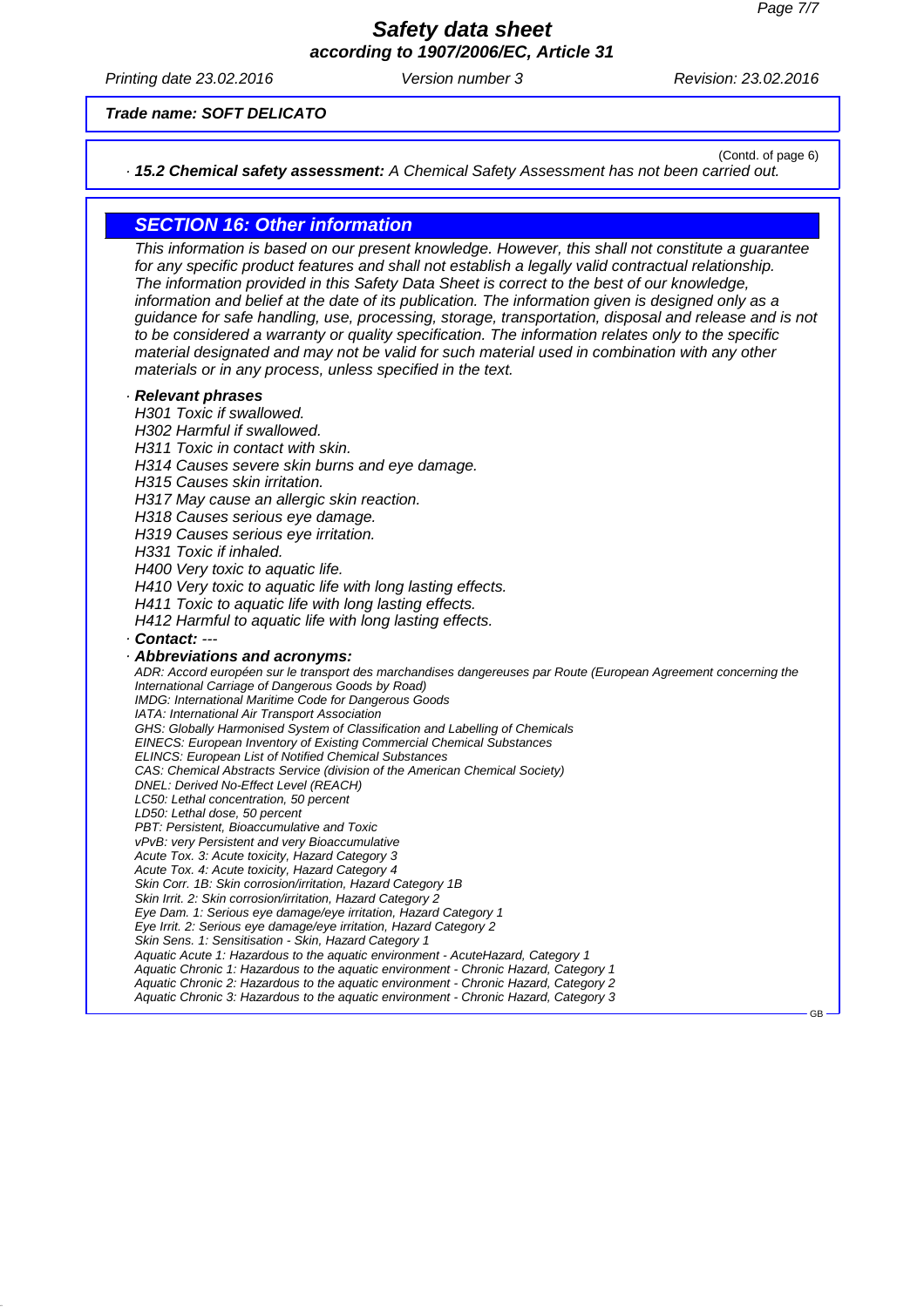**Trade name: SOFT DELICATO**

(Contd. of page 6)

· **15.2 Chemical safety assessment:** A Chemical Safety Assessment has not been carried out.

## SECTION 16: Other information

This information is based on our present knowledge. However, this shall not constitute a guarantee for any specific product features and shall not establish a legally valid contractual relationship.
The information provided in this Safety Data Sheet is correct to the best of our knowledge, information and belief at the date of its publication. The information given is designed only as a guidance for safe handling, use, processing, storage, transportation, disposal and release and is not to be considered a warranty or quality specification. The information relates only to the specific material designated and may not be valid for such material used in combination with any other materials or in any process, unless specified in the text.

· **Relevant phrases**

H301 Toxic if swallowed.
H302 Harmful if swallowed.
H311 Toxic in contact with skin.
H314 Causes severe skin burns and eye damage.
H315 Causes skin irritation.
H317 May cause an allergic skin reaction.
H318 Causes serious eye damage.
H319 Causes serious eye irritation.
H331 Toxic if inhaled.
H400 Very toxic to aquatic life.
H410 Very toxic to aquatic life with long lasting effects.
H411 Toxic to aquatic life with long lasting effects.
H412 Harmful to aquatic life with long lasting effects.

· **Contact:** ---

· **Abbreviations and acronyms:**

ADR: Accord européen sur le transport des marchandises dangereuses par Route (European Agreement concerning the International Carriage of Dangerous Goods by Road)
IMDG: International Maritime Code for Dangerous Goods
IATA: International Air Transport Association
GHS: Globally Harmonised System of Classification and Labelling of Chemicals
EINECS: European Inventory of Existing Commercial Chemical Substances
ELINCS: European List of Notified Chemical Substances
CAS: Chemical Abstracts Service (division of the American Chemical Society)
DNEL: Derived No-Effect Level (REACH)
LC50: Lethal concentration, 50 percent
LD50: Lethal dose, 50 percent
PBT: Persistent, Bioaccumulative and Toxic
vPvB: very Persistent and very Bioaccumulative
Acute Tox. 3: Acute toxicity, Hazard Category 3
Acute Tox. 4: Acute toxicity, Hazard Category 4
Skin Corr. 1B: Skin corrosion/irritation, Hazard Category 1B
Skin Irrit. 2: Skin corrosion/irritation, Hazard Category 2
Eye Dam. 1: Serious eye damage/eye irritation, Hazard Category 1
Eye Irrit. 2: Serious eye damage/eye irritation, Hazard Category 2
Skin Sens. 1: Sensitisation - Skin, Hazard Category 1
Aquatic Acute 1: Hazardous to the aquatic environment - AcuteHazard, Category 1
Aquatic Chronic 1: Hazardous to the aquatic environment - Chronic Hazard, Category 1
Aquatic Chronic 2: Hazardous to the aquatic environment - Chronic Hazard, Category 2
Aquatic Chronic 3: Hazardous to the aquatic environment - Chronic Hazard, Category 3